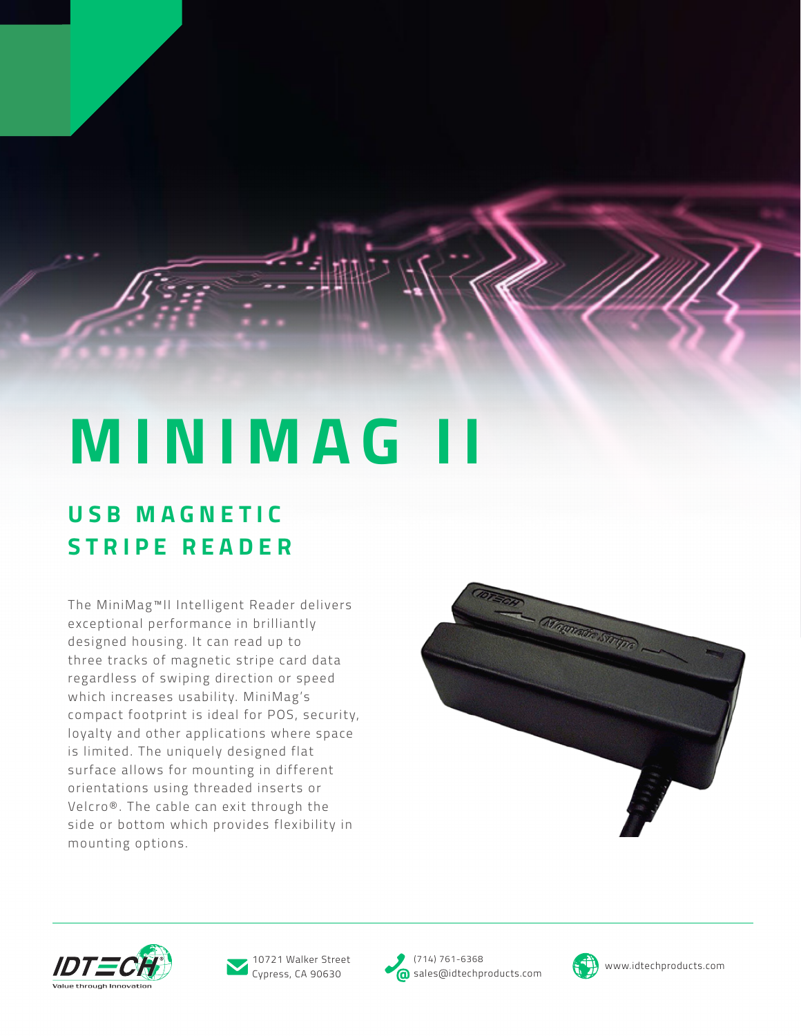# MINIMAG II

## USB MAGNETIC STRIPE READER

The MiniMag™II Intelligent Reader delivers exceptional performance in brilliantly designed housing. It can read up to three tracks of magnetic stripe card data regardless of swiping direction or speed which increases usability. MiniMag's compact footprint is ideal for POS, security, loyalty and other applications where space is limited. The uniquely designed flat surface allows for mounting in different orientations using threaded inserts or Velcro®. The cable can exit through the side or bottom which provides flexibility in mounting options.

IDTECH® Value through Innovation

10721 Walker Street
Cypress, CA 90630

(714) 761-6368
sales@idtechproducts.com

www.idtechproducts.com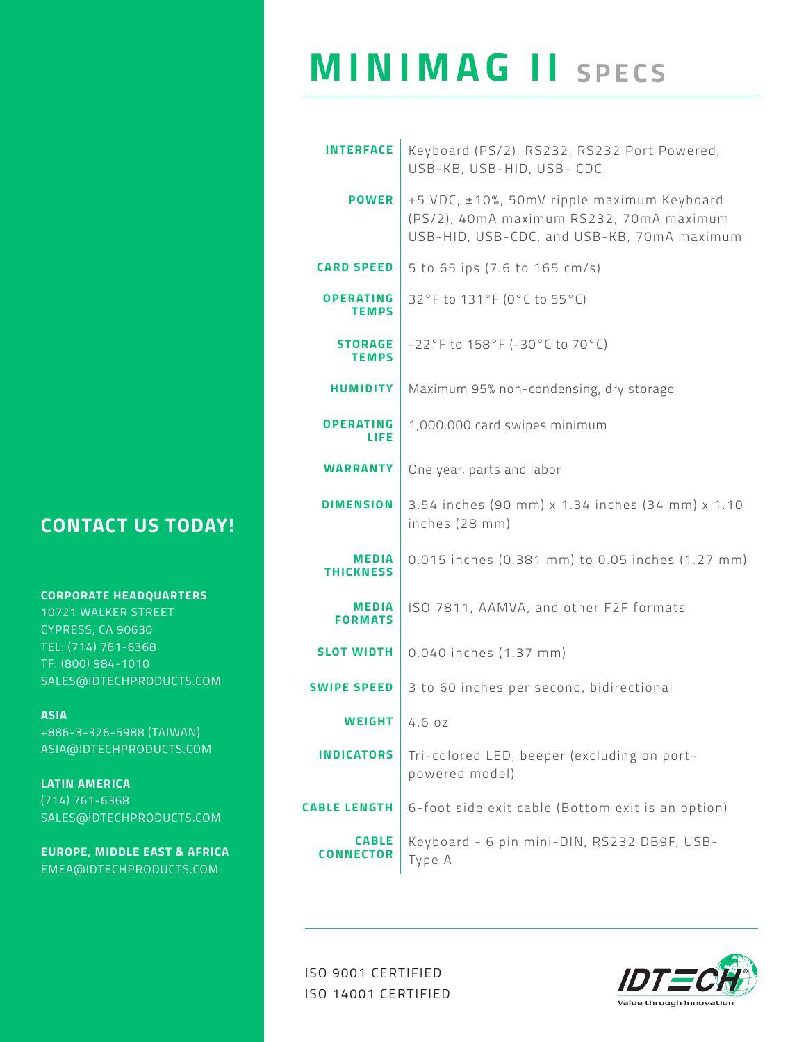# MINIMAG II SPECS

| | |
|---|---|
| **INTERFACE** | Keyboard (PS/2), RS232, RS232 Port Powered, USB-KB, USB-HID, USB- CDC |
| **POWER** | +5 VDC, ±10%, 50mV ripple maximum Keyboard (PS/2), 40mA maximum RS232, 70mA maximum USB-HID, USB-CDC, and USB-KB, 70mA maximum |
| **CARD SPEED** | 5 to 65 ips (7.6 to 165 cm/s) |
| **OPERATING TEMPS** | 32°F to 131°F (0°C to 55°C) |
| **STORAGE TEMPS** | -22°F to 158°F (-30°C to 70°C) |
| **HUMIDITY** | Maximum 95% non-condensing, dry storage |
| **OPERATING LIFE** | 1,000,000 card swipes minimum |
| **WARRANTY** | One year, parts and labor |
| **DIMENSION** | 3.54 inches (90 mm) x 1.34 inches (34 mm) x 1.10 inches (28 mm) |
| **MEDIA THICKNESS** | 0.015 inches (0.381 mm) to 0.05 inches (1.27 mm) |
| **MEDIA FORMATS** | ISO 7811, AAMVA, and other F2F formats |
| **SLOT WIDTH** | 0.040 inches (1.37 mm) |
| **SWIPE SPEED** | 3 to 60 inches per second, bidirectional |
| **WEIGHT** | 4.6 oz |
| **INDICATORS** | Tri-colored LED, beeper (excluding on port-powered model) |
| **CABLE LENGTH** | 6-foot side exit cable (Bottom exit is an option) |
| **CABLE CONNECTOR** | Keyboard - 6 pin mini-DIN, RS232 DB9F, USB-Type A |

ISO 9001 CERTIFIED
ISO 14001 CERTIFIED

IDTECH
Value through Innovation

## CONTACT US TODAY!

**CORPORATE HEADQUARTERS**
10721 WALKER STREET
CYPRESS, CA 90630
TEL: (714) 761-6368
TF: (800) 984-1010
SALES@IDTECHPRODUCTS.COM

**ASIA**
+886-3-326-5988 (TAIWAN)
ASIA@IDTECHPRODUCTS.COM

**LATIN AMERICA**
(714) 761-6368
SALES@IDTECHPRODUCTS.COM

**EUROPE, MIDDLE EAST & AFRICA**
EMEA@IDTECHPRODUCTS.COM